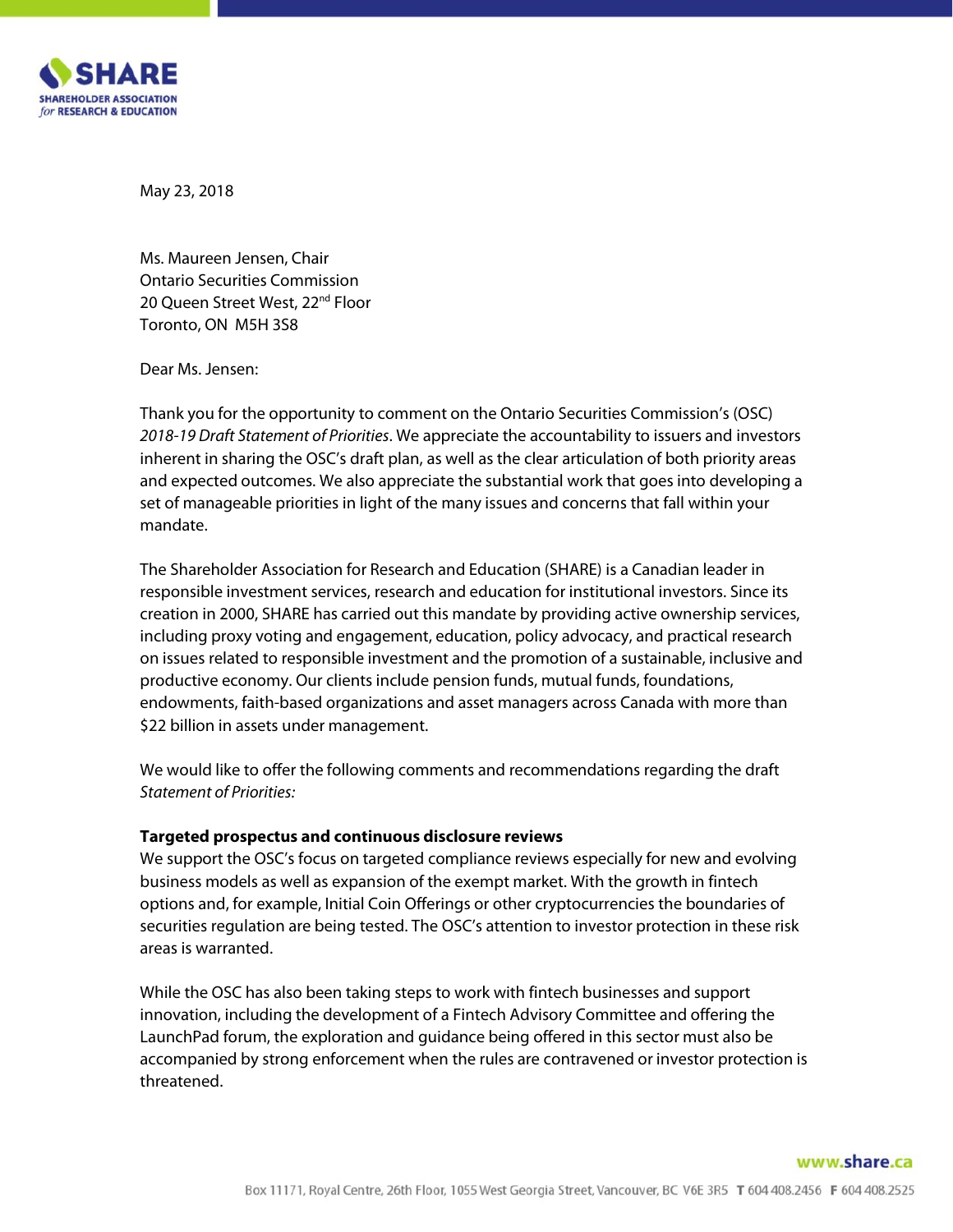May 23, 2018

Ms. Maureen Jensen, Chair
Ontario Securities Commission
20 Queen Street West, 22nd Floor
Toronto, ON M5H 3S8

Dear Ms. Jensen:

Thank you for the opportunity to comment on the Ontario Securities Commission's (OSC) *2018-19 Draft Statement of Priorities*. We appreciate the accountability to issuers and investors inherent in sharing the OSC's draft plan, as well as the clear articulation of both priority areas and expected outcomes. We also appreciate the substantial work that goes into developing a set of manageable priorities in light of the many issues and concerns that fall within your mandate.

The Shareholder Association for Research and Education (SHARE) is a Canadian leader in responsible investment services, research and education for institutional investors. Since its creation in 2000, SHARE has carried out this mandate by providing active ownership services, including proxy voting and engagement, education, policy advocacy, and practical research on issues related to responsible investment and the promotion of a sustainable, inclusive and productive economy. Our clients include pension funds, mutual funds, foundations, endowments, faith-based organizations and asset managers across Canada with more than $22 billion in assets under management.

We would like to offer the following comments and recommendations regarding the draft *Statement of Priorities:*

**Targeted prospectus and continuous disclosure reviews**

We support the OSC's focus on targeted compliance reviews especially for new and evolving business models as well as expansion of the exempt market. With the growth in fintech options and, for example, Initial Coin Offerings or other cryptocurrencies the boundaries of securities regulation are being tested. The OSC's attention to investor protection in these risk areas is warranted.

While the OSC has also been taking steps to work with fintech businesses and support innovation, including the development of a Fintech Advisory Committee and offering the LaunchPad forum, the exploration and guidance being offered in this sector must also be accompanied by strong enforcement when the rules are contravened or investor protection is threatened.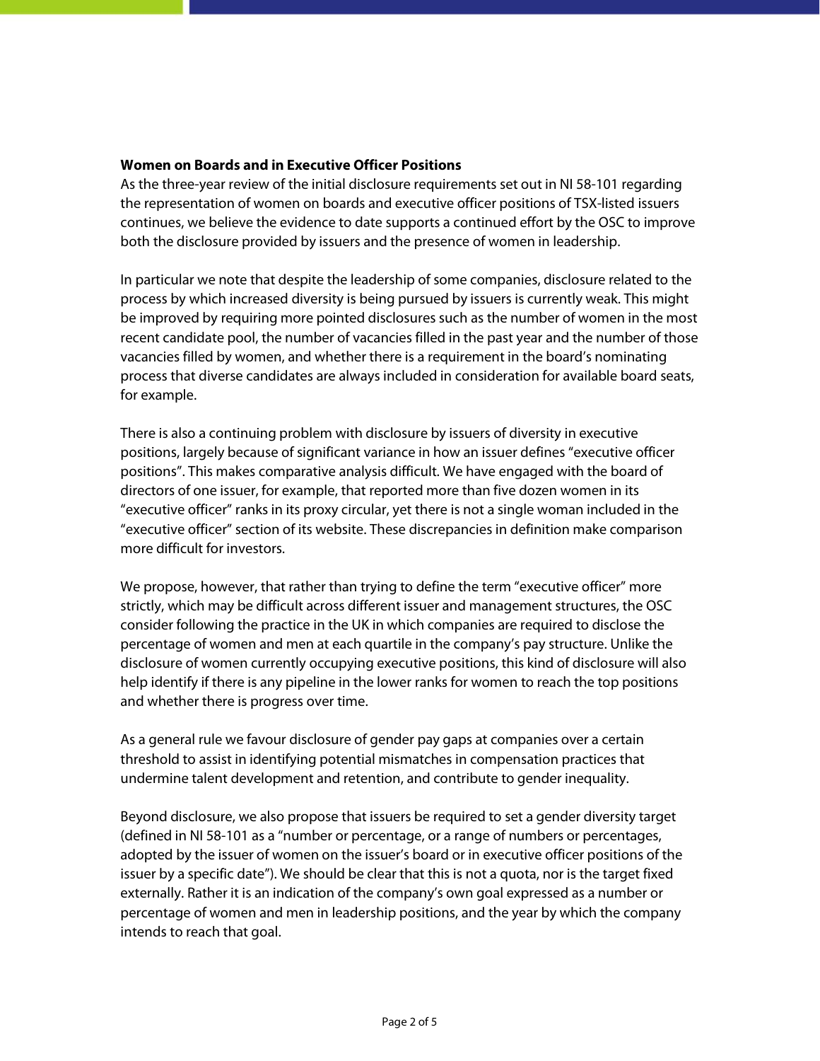**Women on Boards and in Executive Officer Positions**

As the three-year review of the initial disclosure requirements set out in NI 58-101 regarding the representation of women on boards and executive officer positions of TSX-listed issuers continues, we believe the evidence to date supports a continued effort by the OSC to improve both the disclosure provided by issuers and the presence of women in leadership.

In particular we note that despite the leadership of some companies, disclosure related to the process by which increased diversity is being pursued by issuers is currently weak. This might be improved by requiring more pointed disclosures such as the number of women in the most recent candidate pool, the number of vacancies filled in the past year and the number of those vacancies filled by women, and whether there is a requirement in the board's nominating process that diverse candidates are always included in consideration for available board seats, for example.

There is also a continuing problem with disclosure by issuers of diversity in executive positions, largely because of significant variance in how an issuer defines "executive officer positions". This makes comparative analysis difficult. We have engaged with the board of directors of one issuer, for example, that reported more than five dozen women in its "executive officer" ranks in its proxy circular, yet there is not a single woman included in the "executive officer" section of its website. These discrepancies in definition make comparison more difficult for investors.

We propose, however, that rather than trying to define the term "executive officer" more strictly, which may be difficult across different issuer and management structures, the OSC consider following the practice in the UK in which companies are required to disclose the percentage of women and men at each quartile in the company's pay structure. Unlike the disclosure of women currently occupying executive positions, this kind of disclosure will also help identify if there is any pipeline in the lower ranks for women to reach the top positions and whether there is progress over time.

As a general rule we favour disclosure of gender pay gaps at companies over a certain threshold to assist in identifying potential mismatches in compensation practices that undermine talent development and retention, and contribute to gender inequality.

Beyond disclosure, we also propose that issuers be required to set a gender diversity target (defined in NI 58-101 as a "number or percentage, or a range of numbers or percentages, adopted by the issuer of women on the issuer's board or in executive officer positions of the issuer by a specific date"). We should be clear that this is not a quota, nor is the target fixed externally. Rather it is an indication of the company's own goal expressed as a number or percentage of women and men in leadership positions, and the year by which the company intends to reach that goal.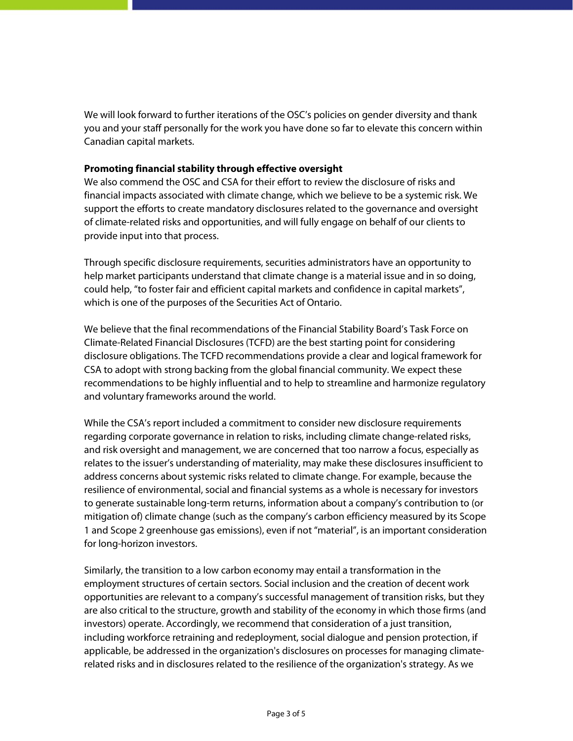We will look forward to further iterations of the OSC's policies on gender diversity and thank you and your staff personally for the work you have done so far to elevate this concern within Canadian capital markets.

**Promoting financial stability through effective oversight**

We also commend the OSC and CSA for their effort to review the disclosure of risks and financial impacts associated with climate change, which we believe to be a systemic risk. We support the efforts to create mandatory disclosures related to the governance and oversight of climate-related risks and opportunities, and will fully engage on behalf of our clients to provide input into that process.

Through specific disclosure requirements, securities administrators have an opportunity to help market participants understand that climate change is a material issue and in so doing, could help, "to foster fair and efficient capital markets and confidence in capital markets", which is one of the purposes of the Securities Act of Ontario.

We believe that the final recommendations of the Financial Stability Board's Task Force on Climate-Related Financial Disclosures (TCFD) are the best starting point for considering disclosure obligations. The TCFD recommendations provide a clear and logical framework for CSA to adopt with strong backing from the global financial community. We expect these recommendations to be highly influential and to help to streamline and harmonize regulatory and voluntary frameworks around the world.

While the CSA's report included a commitment to consider new disclosure requirements regarding corporate governance in relation to risks, including climate change-related risks, and risk oversight and management, we are concerned that too narrow a focus, especially as relates to the issuer's understanding of materiality, may make these disclosures insufficient to address concerns about systemic risks related to climate change. For example, because the resilience of environmental, social and financial systems as a whole is necessary for investors to generate sustainable long-term returns, information about a company's contribution to (or mitigation of) climate change (such as the company's carbon efficiency measured by its Scope 1 and Scope 2 greenhouse gas emissions), even if not "material", is an important consideration for long-horizon investors.

Similarly, the transition to a low carbon economy may entail a transformation in the employment structures of certain sectors. Social inclusion and the creation of decent work opportunities are relevant to a company's successful management of transition risks, but they are also critical to the structure, growth and stability of the economy in which those firms (and investors) operate. Accordingly, we recommend that consideration of a just transition, including workforce retraining and redeployment, social dialogue and pension protection, if applicable, be addressed in the organization's disclosures on processes for managing climate-related risks and in disclosures related to the resilience of the organization's strategy. As we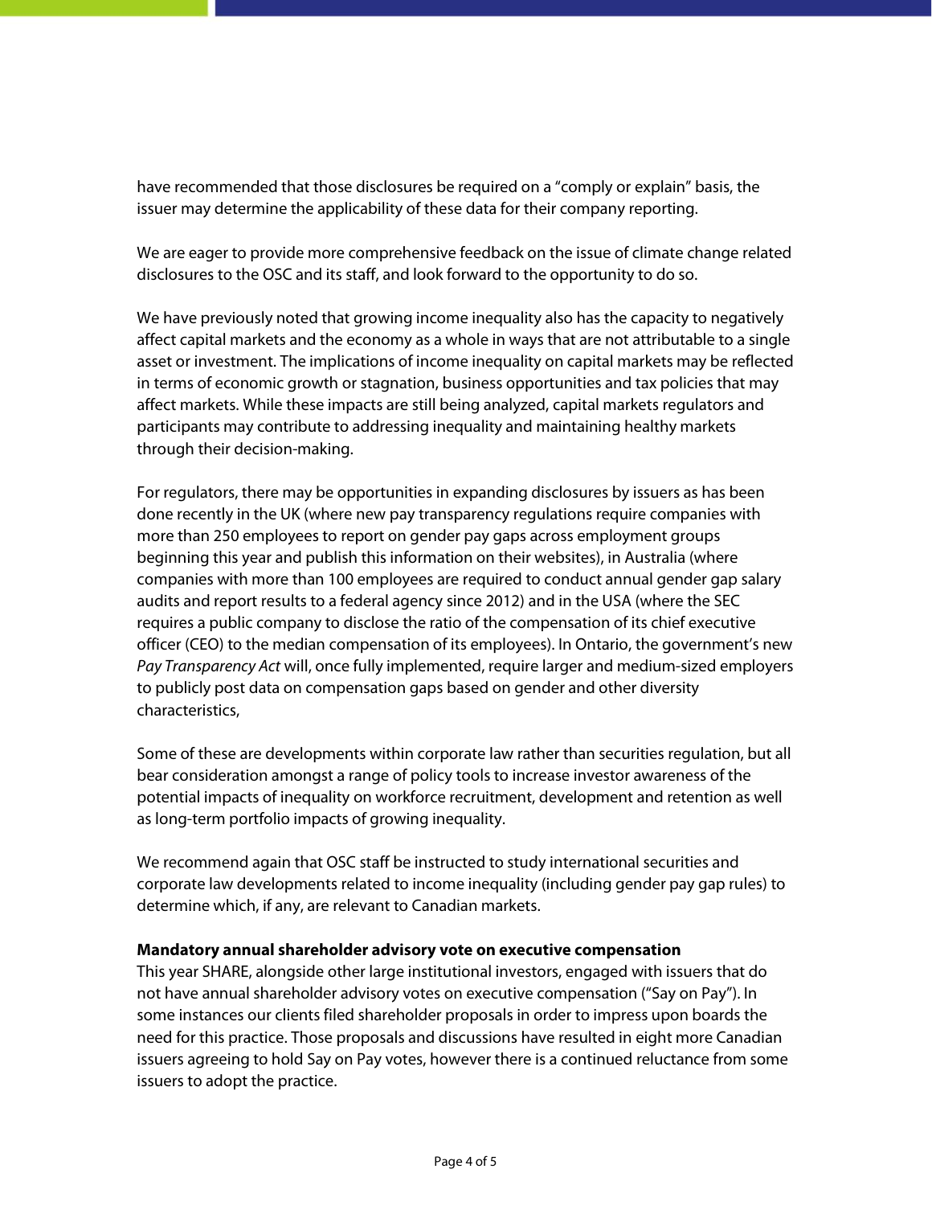have recommended that those disclosures be required on a "comply or explain" basis, the issuer may determine the applicability of these data for their company reporting.

We are eager to provide more comprehensive feedback on the issue of climate change related disclosures to the OSC and its staff, and look forward to the opportunity to do so.

We have previously noted that growing income inequality also has the capacity to negatively affect capital markets and the economy as a whole in ways that are not attributable to a single asset or investment. The implications of income inequality on capital markets may be reflected in terms of economic growth or stagnation, business opportunities and tax policies that may affect markets. While these impacts are still being analyzed, capital markets regulators and participants may contribute to addressing inequality and maintaining healthy markets through their decision-making.

For regulators, there may be opportunities in expanding disclosures by issuers as has been done recently in the UK (where new pay transparency regulations require companies with more than 250 employees to report on gender pay gaps across employment groups beginning this year and publish this information on their websites), in Australia (where companies with more than 100 employees are required to conduct annual gender gap salary audits and report results to a federal agency since 2012) and in the USA (where the SEC requires a public company to disclose the ratio of the compensation of its chief executive officer (CEO) to the median compensation of its employees). In Ontario, the government's new *Pay Transparency Act* will, once fully implemented, require larger and medium-sized employers to publicly post data on compensation gaps based on gender and other diversity characteristics,

Some of these are developments within corporate law rather than securities regulation, but all bear consideration amongst a range of policy tools to increase investor awareness of the potential impacts of inequality on workforce recruitment, development and retention as well as long-term portfolio impacts of growing inequality.

We recommend again that OSC staff be instructed to study international securities and corporate law developments related to income inequality (including gender pay gap rules) to determine which, if any, are relevant to Canadian markets.

**Mandatory annual shareholder advisory vote on executive compensation**

This year SHARE, alongside other large institutional investors, engaged with issuers that do not have annual shareholder advisory votes on executive compensation ("Say on Pay"). In some instances our clients filed shareholder proposals in order to impress upon boards the need for this practice. Those proposals and discussions have resulted in eight more Canadian issuers agreeing to hold Say on Pay votes, however there is a continued reluctance from some issuers to adopt the practice.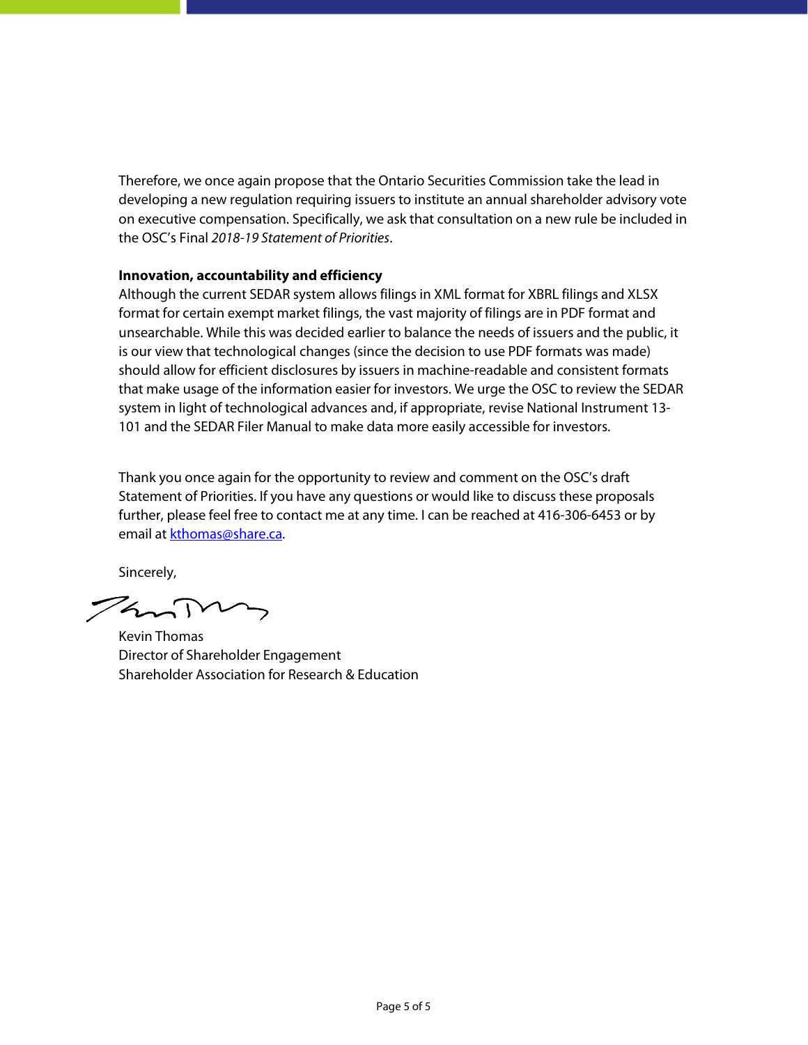Therefore, we once again propose that the Ontario Securities Commission take the lead in developing a new regulation requiring issuers to institute an annual shareholder advisory vote on executive compensation. Specifically, we ask that consultation on a new rule be included in the OSC's Final *2018-19 Statement of Priorities*.

**Innovation, accountability and efficiency**

Although the current SEDAR system allows filings in XML format for XBRL filings and XLSX format for certain exempt market filings, the vast majority of filings are in PDF format and unsearchable. While this was decided earlier to balance the needs of issuers and the public, it is our view that technological changes (since the decision to use PDF formats was made) should allow for efficient disclosures by issuers in machine-readable and consistent formats that make usage of the information easier for investors. We urge the OSC to review the SEDAR system in light of technological advances and, if appropriate, revise National Instrument 13-101 and the SEDAR Filer Manual to make data more easily accessible for investors.

Thank you once again for the opportunity to review and comment on the OSC's draft Statement of Priorities. If you have any questions or would like to discuss these proposals further, please feel free to contact me at any time. I can be reached at 416-306-6453 or by email at kthomas@share.ca.

Sincerely,

Kevin Thomas
Director of Shareholder Engagement
Shareholder Association for Research & Education